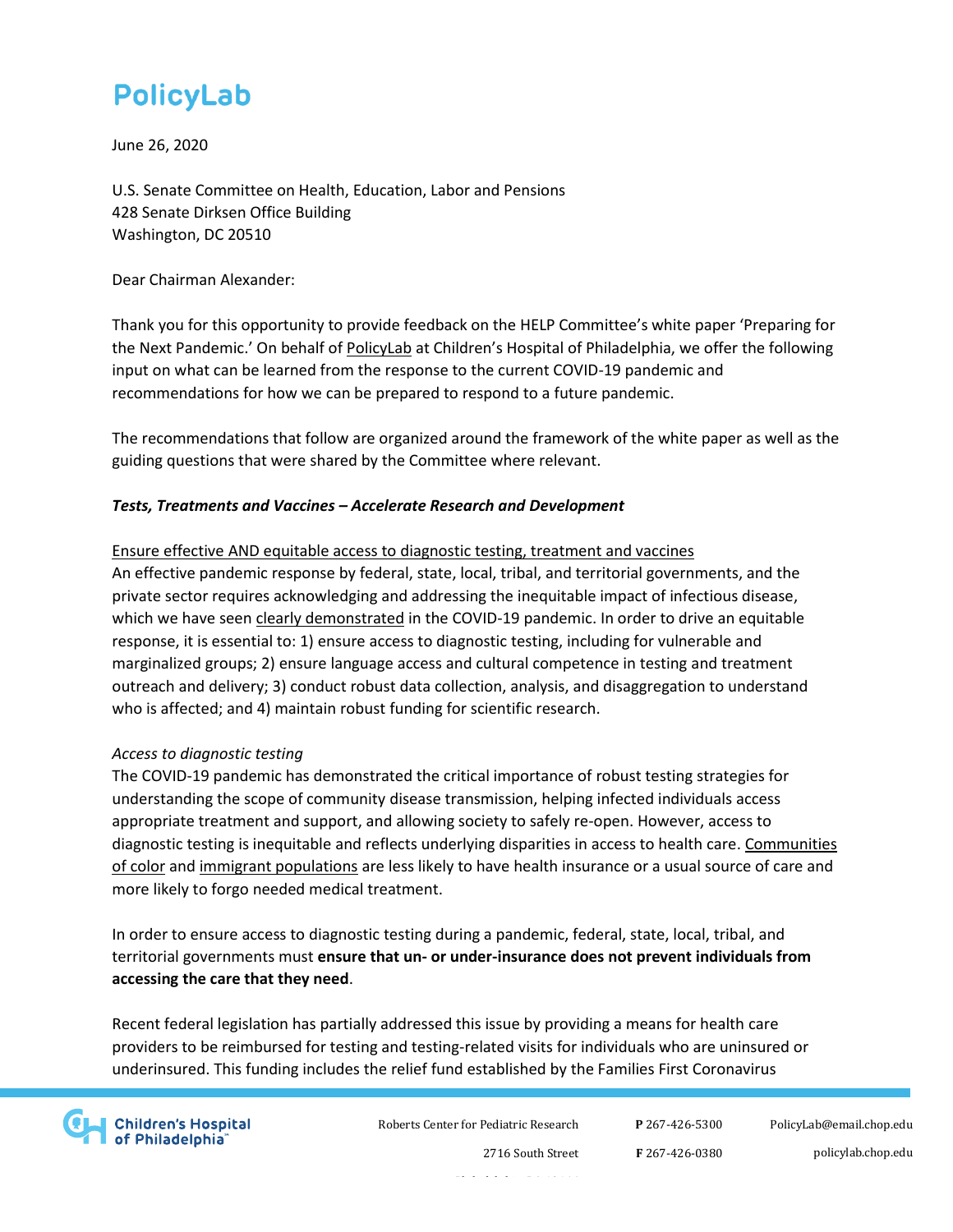# PolicyLab

June 26, 2020

U.S. Senate Committee on Health, Education, Labor and Pensions
428 Senate Dirksen Office Building
Washington, DC 20510

Dear Chairman Alexander:

Thank you for this opportunity to provide feedback on the HELP Committee's white paper 'Preparing for the Next Pandemic.' On behalf of PolicyLab at Children's Hospital of Philadelphia, we offer the following input on what can be learned from the response to the current COVID-19 pandemic and recommendations for how we can be prepared to respond to a future pandemic.

The recommendations that follow are organized around the framework of the white paper as well as the guiding questions that were shared by the Committee where relevant.

***Tests, Treatments and Vaccines – Accelerate Research and Development***

Ensure effective AND equitable access to diagnostic testing, treatment and vaccines

An effective pandemic response by federal, state, local, tribal, and territorial governments, and the private sector requires acknowledging and addressing the inequitable impact of infectious disease, which we have seen clearly demonstrated in the COVID-19 pandemic. In order to drive an equitable response, it is essential to: 1) ensure access to diagnostic testing, including for vulnerable and marginalized groups; 2) ensure language access and cultural competence in testing and treatment outreach and delivery; 3) conduct robust data collection, analysis, and disaggregation to understand who is affected; and 4) maintain robust funding for scientific research.

*Access to diagnostic testing*

The COVID-19 pandemic has demonstrated the critical importance of robust testing strategies for understanding the scope of community disease transmission, helping infected individuals access appropriate treatment and support, and allowing society to safely re-open. However, access to diagnostic testing is inequitable and reflects underlying disparities in access to health care. Communities of color and immigrant populations are less likely to have health insurance or a usual source of care and more likely to forgo needed medical treatment.

In order to ensure access to diagnostic testing during a pandemic, federal, state, local, tribal, and territorial governments must **ensure that un- or under-insurance does not prevent individuals from accessing the care that they need**.

Recent federal legislation has partially addressed this issue by providing a means for health care providers to be reimbursed for testing and testing-related visits for individuals who are uninsured or underinsured. This funding includes the relief fund established by the Families First Coronavirus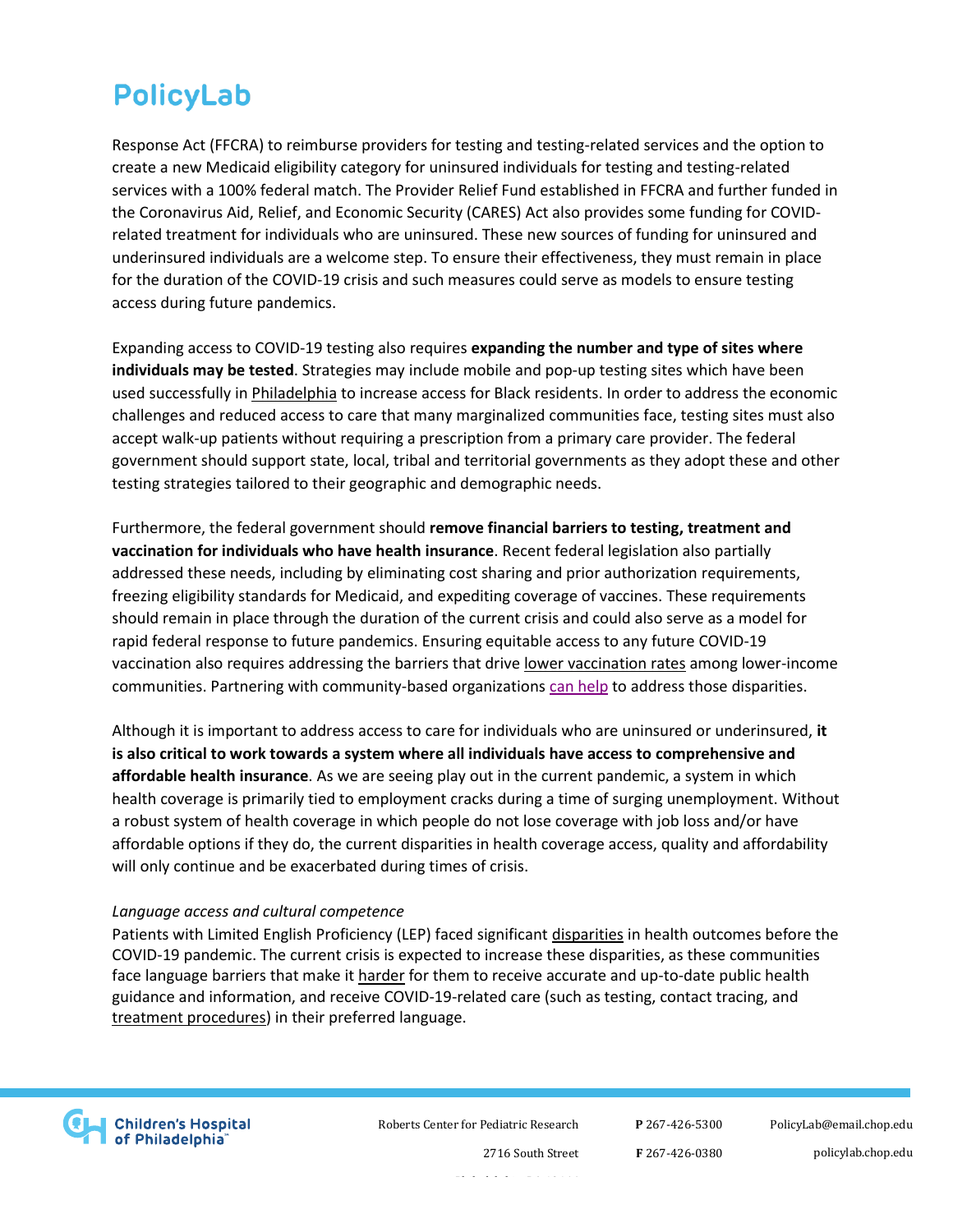Response Act (FFCRA) to reimburse providers for testing and testing-related services and the option to create a new Medicaid eligibility category for uninsured individuals for testing and testing-related services with a 100% federal match. The Provider Relief Fund established in FFCRA and further funded in the Coronavirus Aid, Relief, and Economic Security (CARES) Act also provides some funding for COVID-related treatment for individuals who are uninsured. These new sources of funding for uninsured and underinsured individuals are a welcome step. To ensure their effectiveness, they must remain in place for the duration of the COVID-19 crisis and such measures could serve as models to ensure testing access during future pandemics.

Expanding access to COVID-19 testing also requires **expanding the number and type of sites where individuals may be tested**. Strategies may include mobile and pop-up testing sites which have been used successfully in Philadelphia to increase access for Black residents. In order to address the economic challenges and reduced access to care that many marginalized communities face, testing sites must also accept walk-up patients without requiring a prescription from a primary care provider. The federal government should support state, local, tribal and territorial governments as they adopt these and other testing strategies tailored to their geographic and demographic needs.

Furthermore, the federal government should **remove financial barriers to testing, treatment and vaccination for individuals who have health insurance**. Recent federal legislation also partially addressed these needs, including by eliminating cost sharing and prior authorization requirements, freezing eligibility standards for Medicaid, and expediting coverage of vaccines. These requirements should remain in place through the duration of the current crisis and could also serve as a model for rapid federal response to future pandemics. Ensuring equitable access to any future COVID-19 vaccination also requires addressing the barriers that drive lower vaccination rates among lower-income communities. Partnering with community-based organizations can help to address those disparities.

Although it is important to address access to care for individuals who are uninsured or underinsured, **it is also critical to work towards a system where all individuals have access to comprehensive and affordable health insurance**. As we are seeing play out in the current pandemic, a system in which health coverage is primarily tied to employment cracks during a time of surging unemployment. Without a robust system of health coverage in which people do not lose coverage with job loss and/or have affordable options if they do, the current disparities in health coverage access, quality and affordability will only continue and be exacerbated during times of crisis.

*Language access and cultural competence*

Patients with Limited English Proficiency (LEP) faced significant disparities in health outcomes before the COVID-19 pandemic. The current crisis is expected to increase these disparities, as these communities face language barriers that make it harder for them to receive accurate and up-to-date public health guidance and information, and receive COVID-19-related care (such as testing, contact tracing, and treatment procedures) in their preferred language.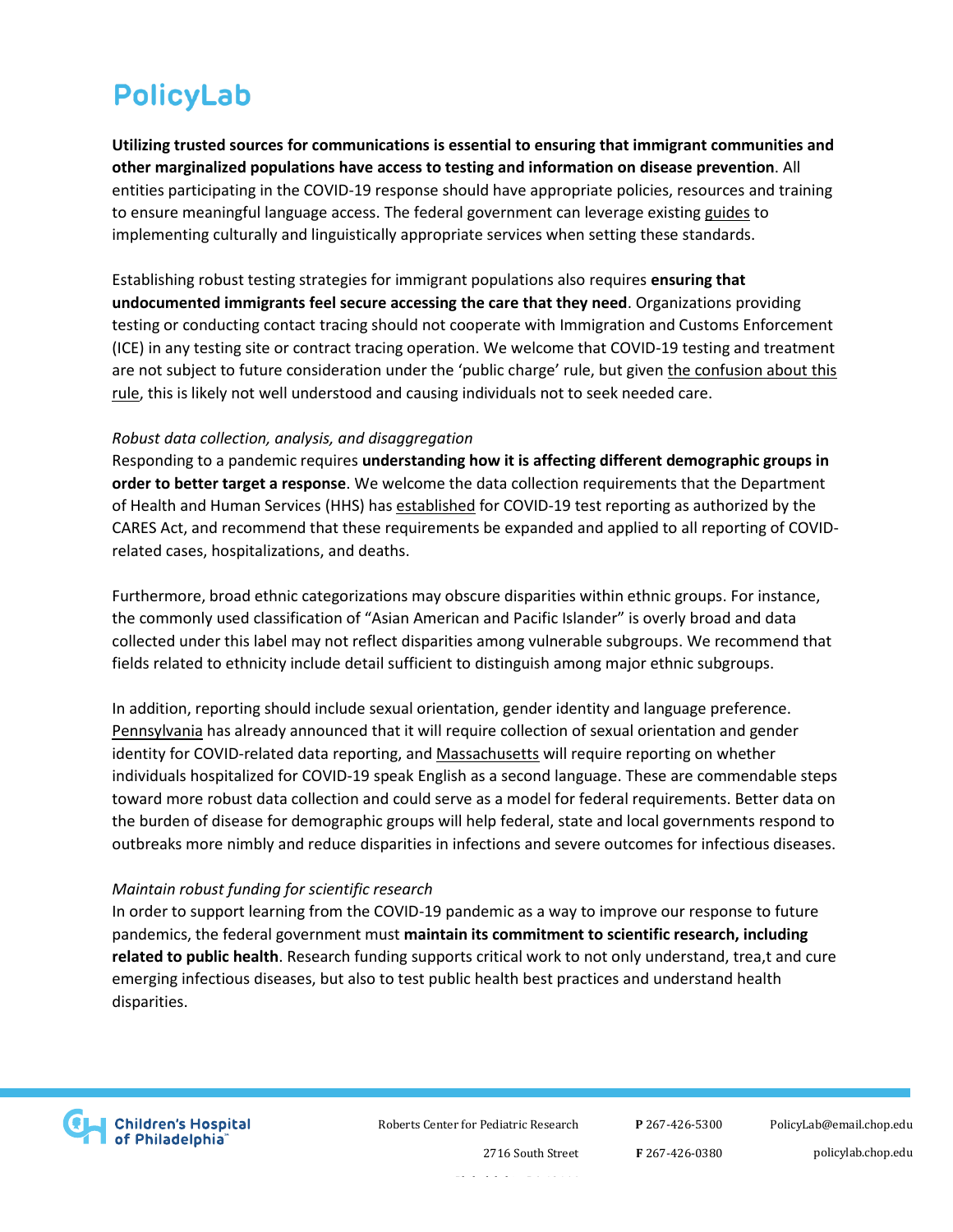**Utilizing trusted sources for communications is essential to ensuring that immigrant communities and other marginalized populations have access to testing and information on disease prevention**. All entities participating in the COVID-19 response should have appropriate policies, resources and training to ensure meaningful language access. The federal government can leverage existing guides to implementing culturally and linguistically appropriate services when setting these standards.

Establishing robust testing strategies for immigrant populations also requires **ensuring that undocumented immigrants feel secure accessing the care that they need**. Organizations providing testing or conducting contact tracing should not cooperate with Immigration and Customs Enforcement (ICE) in any testing site or contract tracing operation. We welcome that COVID-19 testing and treatment are not subject to future consideration under the 'public charge' rule, but given the confusion about this rule, this is likely not well understood and causing individuals not to seek needed care.

*Robust data collection, analysis, and disaggregation*

Responding to a pandemic requires **understanding how it is affecting different demographic groups in order to better target a response**. We welcome the data collection requirements that the Department of Health and Human Services (HHS) has established for COVID-19 test reporting as authorized by the CARES Act, and recommend that these requirements be expanded and applied to all reporting of COVID-related cases, hospitalizations, and deaths.

Furthermore, broad ethnic categorizations may obscure disparities within ethnic groups. For instance, the commonly used classification of "Asian American and Pacific Islander" is overly broad and data collected under this label may not reflect disparities among vulnerable subgroups. We recommend that fields related to ethnicity include detail sufficient to distinguish among major ethnic subgroups.

In addition, reporting should include sexual orientation, gender identity and language preference. Pennsylvania has already announced that it will require collection of sexual orientation and gender identity for COVID-related data reporting, and Massachusetts will require reporting on whether individuals hospitalized for COVID-19 speak English as a second language. These are commendable steps toward more robust data collection and could serve as a model for federal requirements. Better data on the burden of disease for demographic groups will help federal, state and local governments respond to outbreaks more nimbly and reduce disparities in infections and severe outcomes for infectious diseases.

*Maintain robust funding for scientific research*

In order to support learning from the COVID-19 pandemic as a way to improve our response to future pandemics, the federal government must **maintain its commitment to scientific research, including related to public health**. Research funding supports critical work to not only understand, trea,t and cure emerging infectious diseases, but also to test public health best practices and understand health disparities.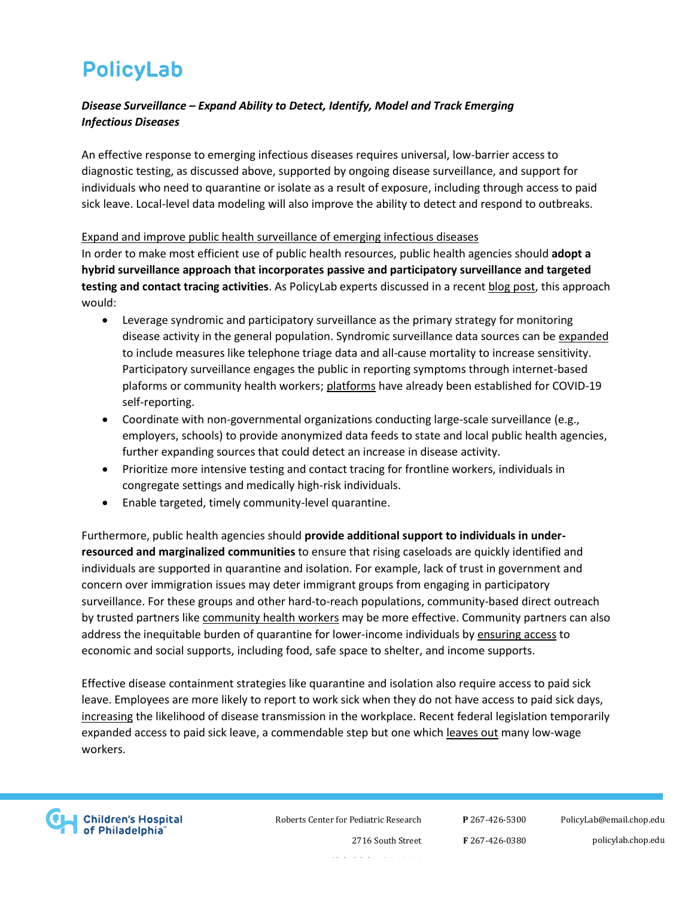*Disease Surveillance – Expand Ability to Detect, Identify, Model and Track Emerging Infectious Diseases*

An effective response to emerging infectious diseases requires universal, low-barrier access to diagnostic testing, as discussed above, supported by ongoing disease surveillance, and support for individuals who need to quarantine or isolate as a result of exposure, including through access to paid sick leave. Local-level data modeling will also improve the ability to detect and respond to outbreaks.

Expand and improve public health surveillance of emerging infectious diseases

In order to make most efficient use of public health resources, public health agencies should **adopt a hybrid surveillance approach that incorporates passive and participatory surveillance and targeted testing and contact tracing activities**. As PolicyLab experts discussed in a recent blog post, this approach would:

- Leverage syndromic and participatory surveillance as the primary strategy for monitoring disease activity in the general population. Syndromic surveillance data sources can be expanded to include measures like telephone triage data and all-cause mortality to increase sensitivity. Participatory surveillance engages the public in reporting symptoms through internet-based plaforms or community health workers; platforms have already been established for COVID-19 self-reporting.
- Coordinate with non-governmental organizations conducting large-scale surveillance (e.g., employers, schools) to provide anonymized data feeds to state and local public health agencies, further expanding sources that could detect an increase in disease activity.
- Prioritize more intensive testing and contact tracing for frontline workers, individuals in congregate settings and medically high-risk individuals.
- Enable targeted, timely community-level quarantine.

Furthermore, public health agencies should **provide additional support to individuals in under-resourced and marginalized communities** to ensure that rising caseloads are quickly identified and individuals are supported in quarantine and isolation. For example, lack of trust in government and concern over immigration issues may deter immigrant groups from engaging in participatory surveillance. For these groups and other hard-to-reach populations, community-based direct outreach by trusted partners like community health workers may be more effective. Community partners can also address the inequitable burden of quarantine for lower-income individuals by ensuring access to economic and social supports, including food, safe space to shelter, and income supports.

Effective disease containment strategies like quarantine and isolation also require access to paid sick leave. Employees are more likely to report to work sick when they do not have access to paid sick days, increasing the likelihood of disease transmission in the workplace. Recent federal legislation temporarily expanded access to paid sick leave, a commendable step but one which leaves out many low-wage workers.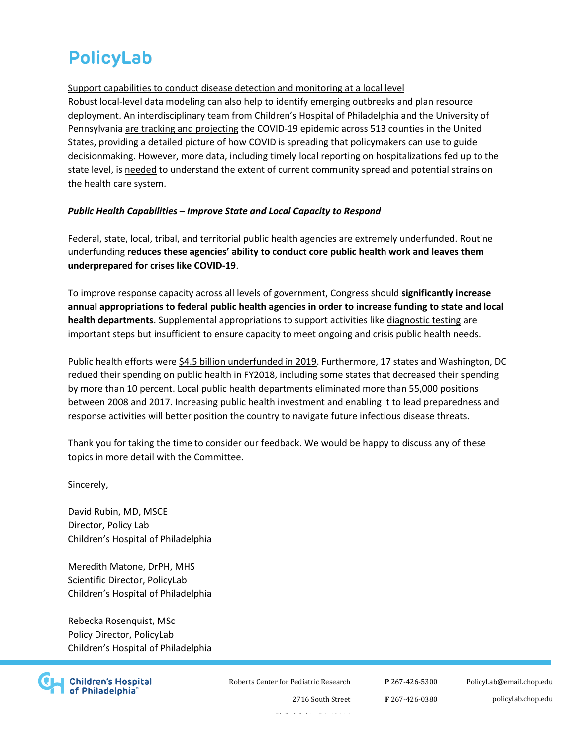Support capabilities to conduct disease detection and monitoring at a local level

Robust local-level data modeling can also help to identify emerging outbreaks and plan resource deployment. An interdisciplinary team from Children's Hospital of Philadelphia and the University of Pennsylvania are tracking and projecting the COVID-19 epidemic across 513 counties in the United States, providing a detailed picture of how COVID is spreading that policymakers can use to guide decisionmaking. However, more data, including timely local reporting on hospitalizations fed up to the state level, is needed to understand the extent of current community spread and potential strains on the health care system.

***Public Health Capabilities – Improve State and Local Capacity to Respond***

Federal, state, local, tribal, and territorial public health agencies are extremely underfunded. Routine underfunding **reduces these agencies' ability to conduct core public health work and leaves them underprepared for crises like COVID-19**.

To improve response capacity across all levels of government, Congress should **significantly increase annual appropriations to federal public health agencies in order to increase funding to state and local health departments**. Supplemental appropriations to support activities like diagnostic testing are important steps but insufficient to ensure capacity to meet ongoing and crisis public health needs.

Public health efforts were $4.5 billion underfunded in 2019. Furthermore, 17 states and Washington, DC redued their spending on public health in FY2018, including some states that decreased their spending by more than 10 percent. Local public health departments eliminated more than 55,000 positions between 2008 and 2017. Increasing public health investment and enabling it to lead preparedness and response activities will better position the country to navigate future infectious disease threats.

Thank you for taking the time to consider our feedback. We would be happy to discuss any of these topics in more detail with the Committee.

Sincerely,

David Rubin, MD, MSCE
Director, Policy Lab
Children's Hospital of Philadelphia

Meredith Matone, DrPH, MHS
Scientific Director, PolicyLab
Children's Hospital of Philadelphia

Rebecka Rosenquist, MSc
Policy Director, PolicyLab
Children's Hospital of Philadelphia